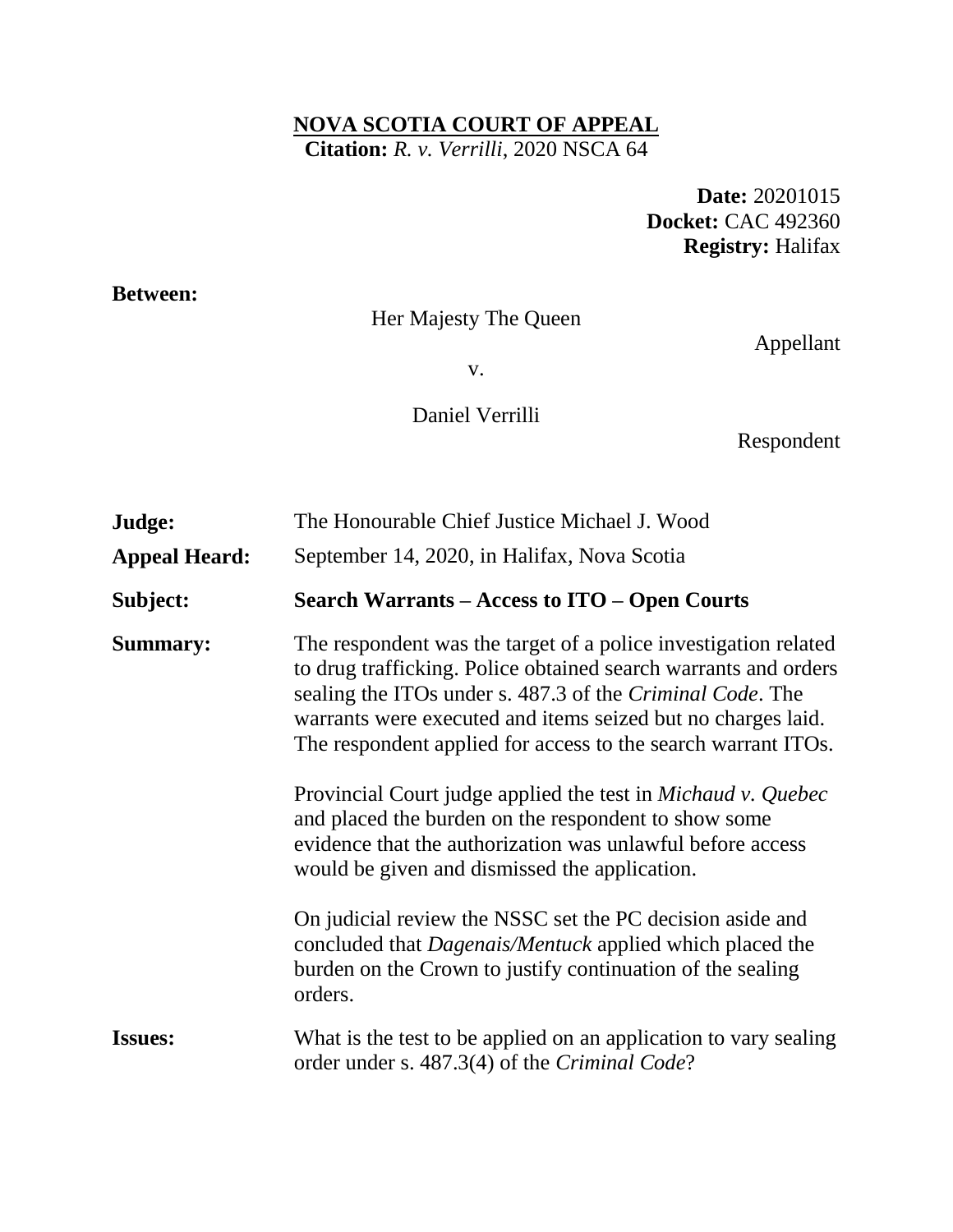# NOVA SCOTIA COURT OF APPEAL

**Citation:** *R. v. Verrilli*, 2020 NSCA 64

**Date:** 20201015
**Docket:** CAC 492360
**Registry:** Halifax

**Between:**

Her Majesty The Queen

Appellant

v.

Daniel Verrilli

Respondent

| | |
|---|---|
| **Judge:** | The Honourable Chief Justice Michael J. Wood |
| **Appeal Heard:** | September 14, 2020, in Halifax, Nova Scotia |
| **Subject:** | **Search Warrants – Access to ITO – Open Courts** |
| **Summary:** | The respondent was the target of a police investigation related to drug trafficking. Police obtained search warrants and orders sealing the ITOs under s. 487.3 of the *Criminal Code*. The warrants were executed and items seized but no charges laid. The respondent applied for access to the search warrant ITOs.<br><br>Provincial Court judge applied the test in *Michaud v. Quebec* and placed the burden on the respondent to show some evidence that the authorization was unlawful before access would be given and dismissed the application.<br><br>On judicial review the NSSC set the PC decision aside and concluded that *Dagenais/Mentuck* applied which placed the burden on the Crown to justify continuation of the sealing orders. |
| **Issues:** | What is the test to be applied on an application to vary sealing order under s. 487.3(4) of the *Criminal Code*? |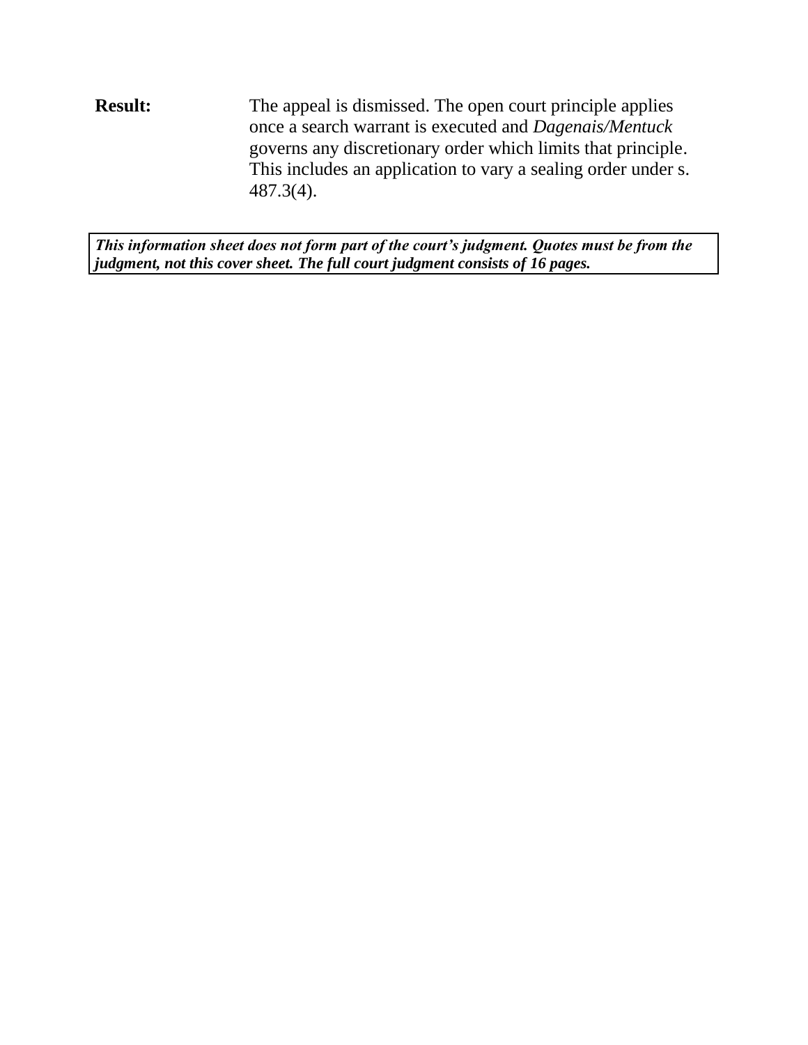**Result:** The appeal is dismissed. The open court principle applies once a search warrant is executed and *Dagenais/Mentuck* governs any discretionary order which limits that principle. This includes an application to vary a sealing order under s. 487.3(4).

***This information sheet does not form part of the court's judgment. Quotes must be from the judgment, not this cover sheet. The full court judgment consists of 16 pages.***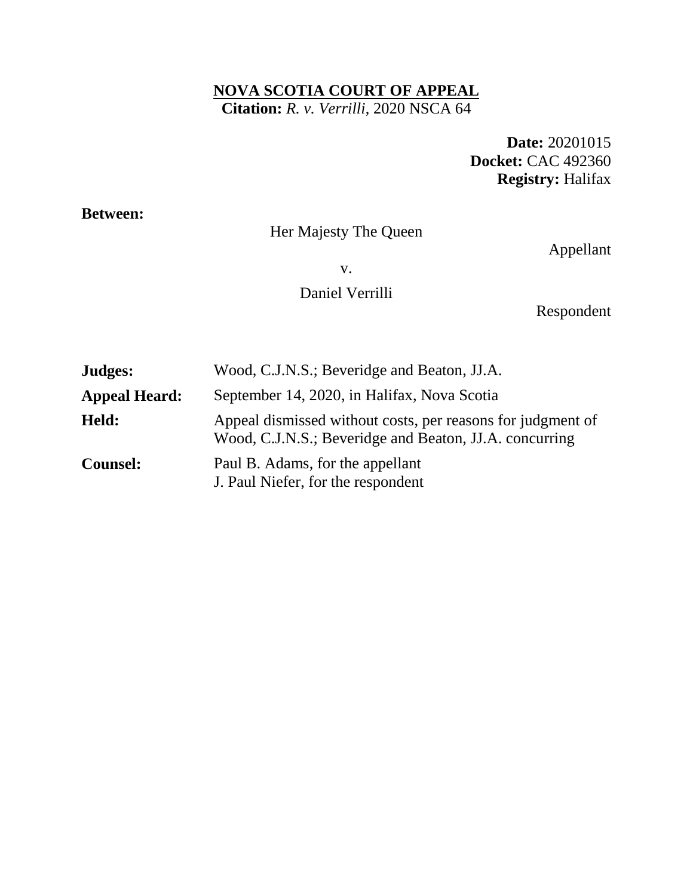**NOVA SCOTIA COURT OF APPEAL**

**Citation:** *R. v. Verrilli*, 2020 NSCA 64

**Date:** 20201015
**Docket:** CAC 492360
**Registry:** Halifax

**Between:**

Her Majesty The Queen

Appellant

v.

Daniel Verrilli

Respondent

| | |
|---|---|
| **Judges:** | Wood, C.J.N.S.; Beveridge and Beaton, JJ.A. |
| **Appeal Heard:** | September 14, 2020, in Halifax, Nova Scotia |
| **Held:** | Appeal dismissed without costs, per reasons for judgment of Wood, C.J.N.S.; Beveridge and Beaton, JJ.A. concurring |
| **Counsel:** | Paul B. Adams, for the appellant<br>J. Paul Niefer, for the respondent |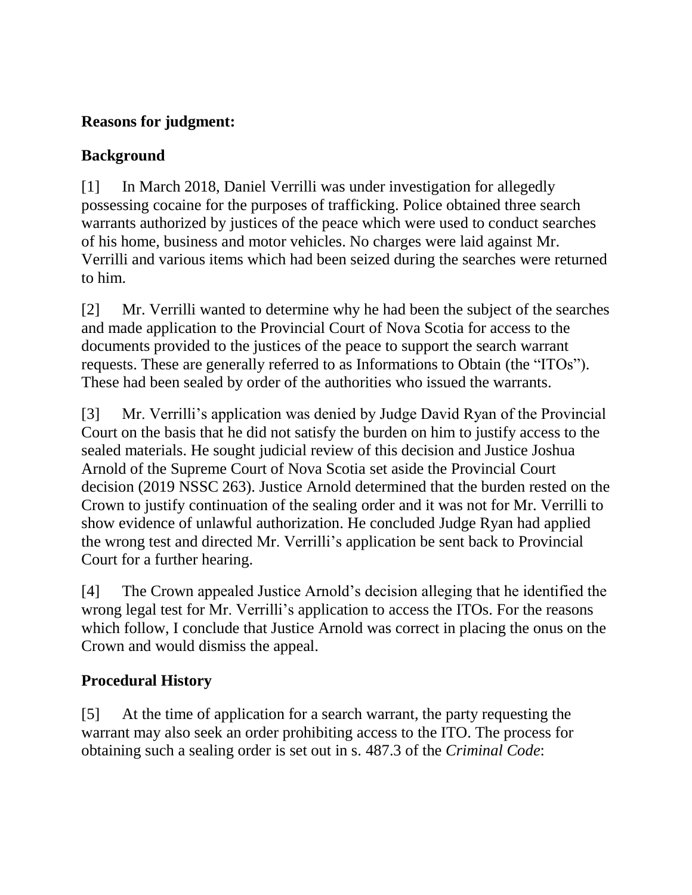**Reasons for judgment:**

**Background**

[1] In March 2018, Daniel Verrilli was under investigation for allegedly possessing cocaine for the purposes of trafficking. Police obtained three search warrants authorized by justices of the peace which were used to conduct searches of his home, business and motor vehicles. No charges were laid against Mr. Verrilli and various items which had been seized during the searches were returned to him.

[2] Mr. Verrilli wanted to determine why he had been the subject of the searches and made application to the Provincial Court of Nova Scotia for access to the documents provided to the justices of the peace to support the search warrant requests. These are generally referred to as Informations to Obtain (the "ITOs"). These had been sealed by order of the authorities who issued the warrants.

[3] Mr. Verrilli's application was denied by Judge David Ryan of the Provincial Court on the basis that he did not satisfy the burden on him to justify access to the sealed materials. He sought judicial review of this decision and Justice Joshua Arnold of the Supreme Court of Nova Scotia set aside the Provincial Court decision (2019 NSSC 263). Justice Arnold determined that the burden rested on the Crown to justify continuation of the sealing order and it was not for Mr. Verrilli to show evidence of unlawful authorization. He concluded Judge Ryan had applied the wrong test and directed Mr. Verrilli's application be sent back to Provincial Court for a further hearing.

[4] The Crown appealed Justice Arnold's decision alleging that he identified the wrong legal test for Mr. Verrilli's application to access the ITOs. For the reasons which follow, I conclude that Justice Arnold was correct in placing the onus on the Crown and would dismiss the appeal.

**Procedural History**

[5] At the time of application for a search warrant, the party requesting the warrant may also seek an order prohibiting access to the ITO. The process for obtaining such a sealing order is set out in s. 487.3 of the *Criminal Code*: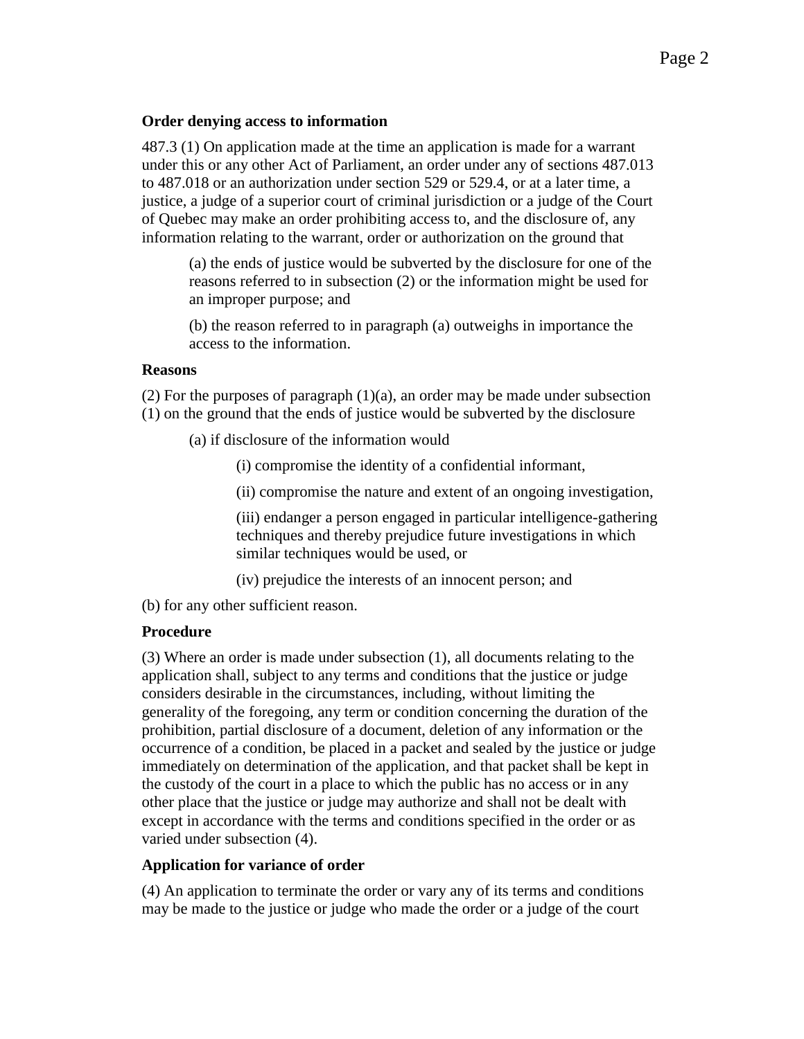**Order denying access to information**

487.3 (1) On application made at the time an application is made for a warrant under this or any other Act of Parliament, an order under any of sections 487.013 to 487.018 or an authorization under section 529 or 529.4, or at a later time, a justice, a judge of a superior court of criminal jurisdiction or a judge of the Court of Quebec may make an order prohibiting access to, and the disclosure of, any information relating to the warrant, order or authorization on the ground that

> (a) the ends of justice would be subverted by the disclosure for one of the reasons referred to in subsection (2) or the information might be used for an improper purpose; and
>
> (b) the reason referred to in paragraph (a) outweighs in importance the access to the information.

**Reasons**

(2) For the purposes of paragraph (1)(a), an order may be made under subsection (1) on the ground that the ends of justice would be subverted by the disclosure

> (a) if disclosure of the information would
>
> > (i) compromise the identity of a confidential informant,
> >
> > (ii) compromise the nature and extent of an ongoing investigation,
> >
> > (iii) endanger a person engaged in particular intelligence-gathering techniques and thereby prejudice future investigations in which similar techniques would be used, or
> >
> > (iv) prejudice the interests of an innocent person; and

(b) for any other sufficient reason.

**Procedure**

(3) Where an order is made under subsection (1), all documents relating to the application shall, subject to any terms and conditions that the justice or judge considers desirable in the circumstances, including, without limiting the generality of the foregoing, any term or condition concerning the duration of the prohibition, partial disclosure of a document, deletion of any information or the occurrence of a condition, be placed in a packet and sealed by the justice or judge immediately on determination of the application, and that packet shall be kept in the custody of the court in a place to which the public has no access or in any other place that the justice or judge may authorize and shall not be dealt with except in accordance with the terms and conditions specified in the order or as varied under subsection (4).

**Application for variance of order**

(4) An application to terminate the order or vary any of its terms and conditions may be made to the justice or judge who made the order or a judge of the court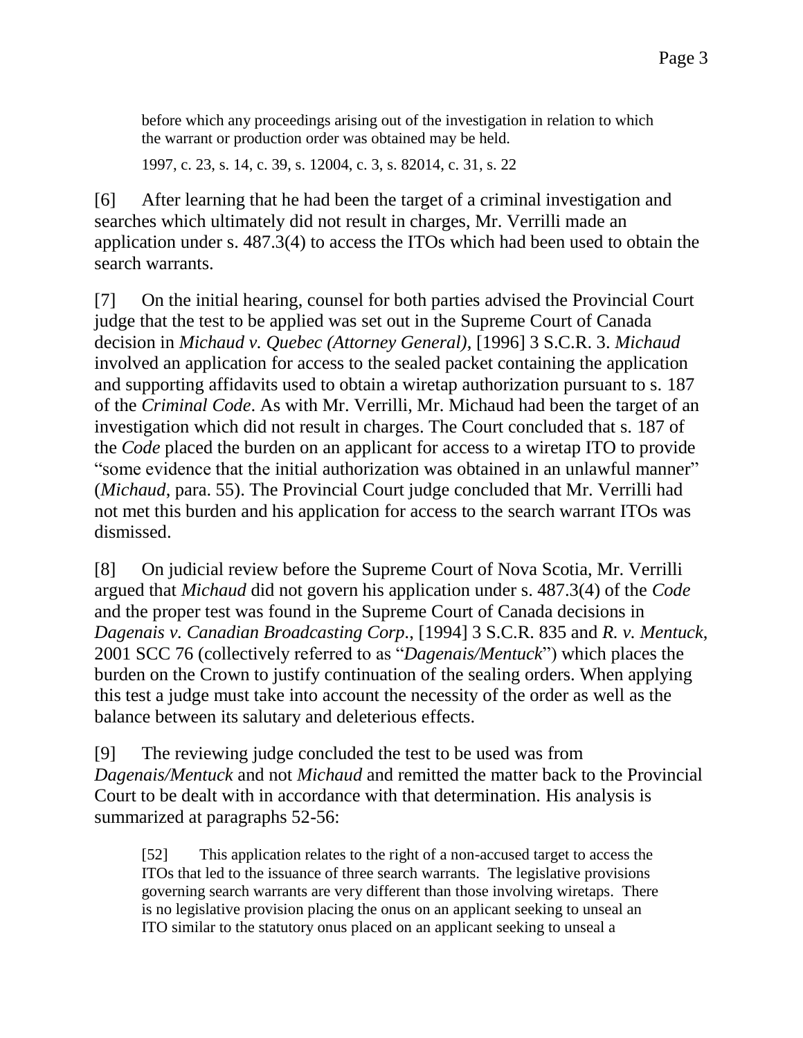before which any proceedings arising out of the investigation in relation to which the warrant or production order was obtained may be held.

1997, c. 23, s. 14, c. 39, s. 12004, c. 3, s. 82014, c. 31, s. 22

[6] After learning that he had been the target of a criminal investigation and searches which ultimately did not result in charges, Mr. Verrilli made an application under s. 487.3(4) to access the ITOs which had been used to obtain the search warrants.

[7] On the initial hearing, counsel for both parties advised the Provincial Court judge that the test to be applied was set out in the Supreme Court of Canada decision in *Michaud v. Quebec (Attorney General)*, [1996] 3 S.C.R. 3. *Michaud* involved an application for access to the sealed packet containing the application and supporting affidavits used to obtain a wiretap authorization pursuant to s. 187 of the *Criminal Code*. As with Mr. Verrilli, Mr. Michaud had been the target of an investigation which did not result in charges. The Court concluded that s. 187 of the *Code* placed the burden on an applicant for access to a wiretap ITO to provide "some evidence that the initial authorization was obtained in an unlawful manner" (*Michaud*, para. 55). The Provincial Court judge concluded that Mr. Verrilli had not met this burden and his application for access to the search warrant ITOs was dismissed.

[8] On judicial review before the Supreme Court of Nova Scotia, Mr. Verrilli argued that *Michaud* did not govern his application under s. 487.3(4) of the *Code* and the proper test was found in the Supreme Court of Canada decisions in *Dagenais v. Canadian Broadcasting Corp*., [1994] 3 S.C.R. 835 and *R. v. Mentuck*, 2001 SCC 76 (collectively referred to as "*Dagenais/Mentuck*") which places the burden on the Crown to justify continuation of the sealing orders. When applying this test a judge must take into account the necessity of the order as well as the balance between its salutary and deleterious effects.

[9] The reviewing judge concluded the test to be used was from *Dagenais/Mentuck* and not *Michaud* and remitted the matter back to the Provincial Court to be dealt with in accordance with that determination. His analysis is summarized at paragraphs 52-56:

> [52] This application relates to the right of a non-accused target to access the ITOs that led to the issuance of three search warrants. The legislative provisions governing search warrants are very different than those involving wiretaps. There is no legislative provision placing the onus on an applicant seeking to unseal an ITO similar to the statutory onus placed on an applicant seeking to unseal a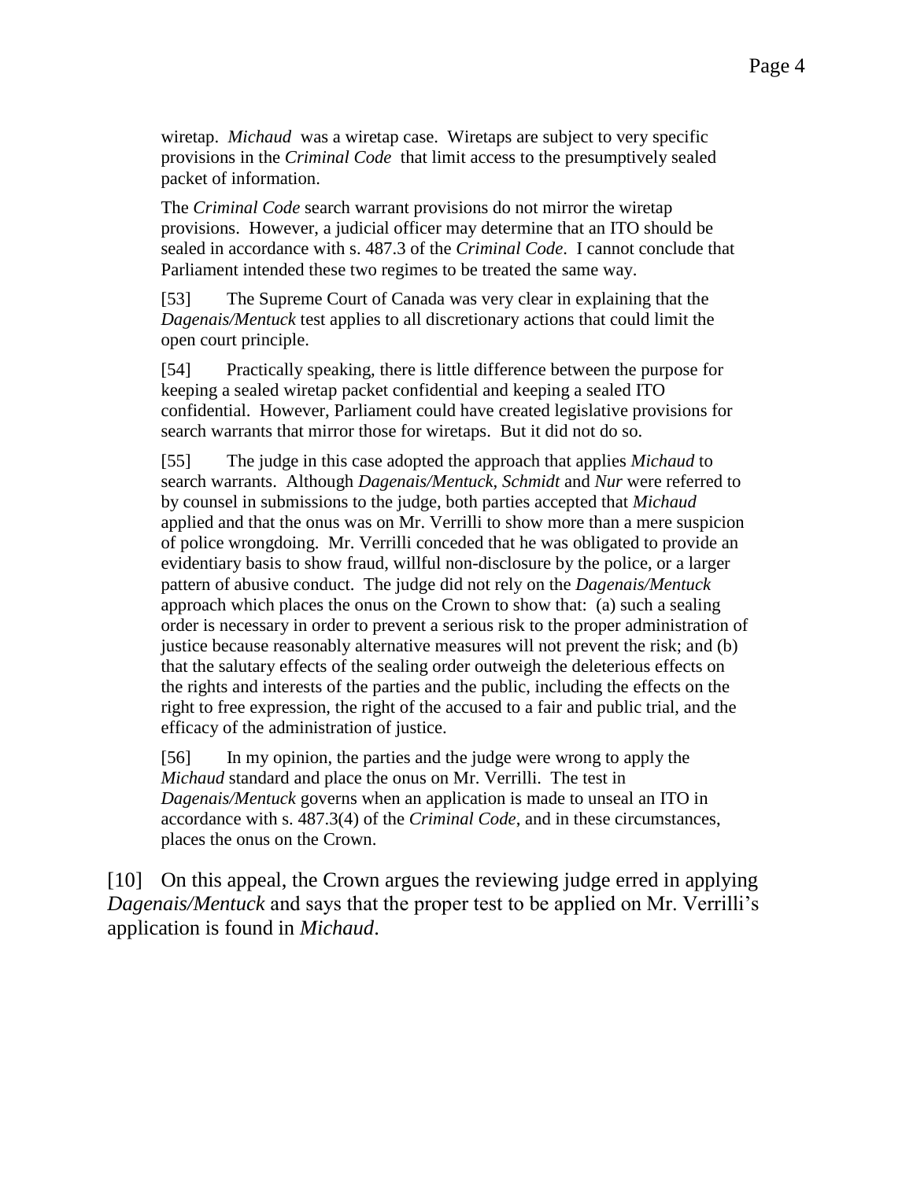> wiretap. *Michaud* was a wiretap case. Wiretaps are subject to very specific provisions in the *Criminal Code* that limit access to the presumptively sealed packet of information.
>
> The *Criminal Code* search warrant provisions do not mirror the wiretap provisions. However, a judicial officer may determine that an ITO should be sealed in accordance with s. 487.3 of the *Criminal Code*. I cannot conclude that Parliament intended these two regimes to be treated the same way.
>
> [53] The Supreme Court of Canada was very clear in explaining that the *Dagenais/Mentuck* test applies to all discretionary actions that could limit the open court principle.
>
> [54] Practically speaking, there is little difference between the purpose for keeping a sealed wiretap packet confidential and keeping a sealed ITO confidential. However, Parliament could have created legislative provisions for search warrants that mirror those for wiretaps. But it did not do so.
>
> [55] The judge in this case adopted the approach that applies *Michaud* to search warrants. Although *Dagenais/Mentuck*, *Schmidt* and *Nur* were referred to by counsel in submissions to the judge, both parties accepted that *Michaud* applied and that the onus was on Mr. Verrilli to show more than a mere suspicion of police wrongdoing. Mr. Verrilli conceded that he was obligated to provide an evidentiary basis to show fraud, willful non-disclosure by the police, or a larger pattern of abusive conduct. The judge did not rely on the *Dagenais/Mentuck* approach which places the onus on the Crown to show that: (a) such a sealing order is necessary in order to prevent a serious risk to the proper administration of justice because reasonably alternative measures will not prevent the risk; and (b) that the salutary effects of the sealing order outweigh the deleterious effects on the rights and interests of the parties and the public, including the effects on the right to free expression, the right of the accused to a fair and public trial, and the efficacy of the administration of justice.
>
> [56] In my opinion, the parties and the judge were wrong to apply the *Michaud* standard and place the onus on Mr. Verrilli. The test in *Dagenais/Mentuck* governs when an application is made to unseal an ITO in accordance with s. 487.3(4) of the *Criminal Code*, and in these circumstances, places the onus on the Crown.

[10] On this appeal, the Crown argues the reviewing judge erred in applying *Dagenais/Mentuck* and says that the proper test to be applied on Mr. Verrilli's application is found in *Michaud*.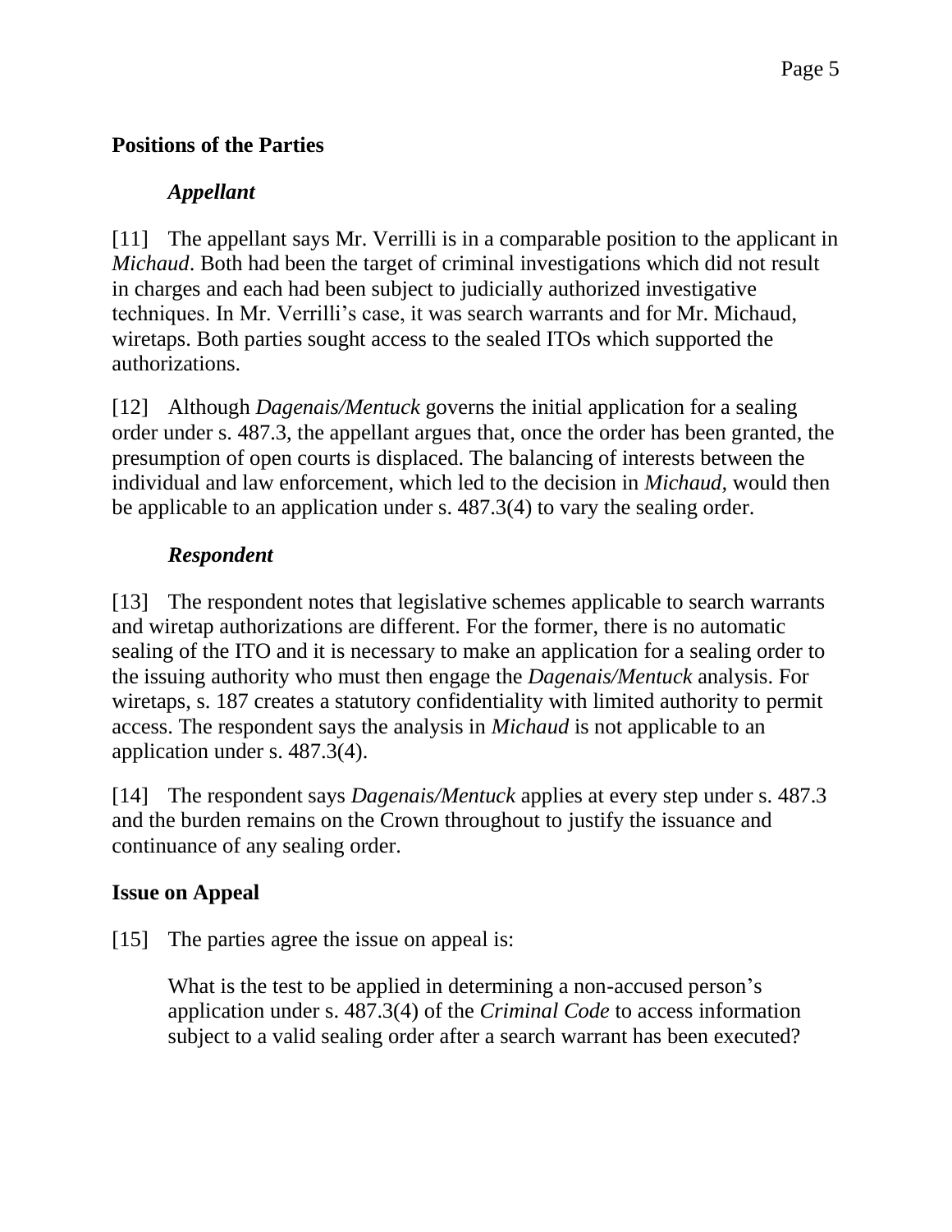## Positions of the Parties

### *Appellant*

[11] The appellant says Mr. Verrilli is in a comparable position to the applicant in *Michaud*. Both had been the target of criminal investigations which did not result in charges and each had been subject to judicially authorized investigative techniques. In Mr. Verrilli's case, it was search warrants and for Mr. Michaud, wiretaps. Both parties sought access to the sealed ITOs which supported the authorizations.

[12] Although *Dagenais/Mentuck* governs the initial application for a sealing order under s. 487.3, the appellant argues that, once the order has been granted, the presumption of open courts is displaced. The balancing of interests between the individual and law enforcement, which led to the decision in *Michaud*, would then be applicable to an application under s. 487.3(4) to vary the sealing order.

### *Respondent*

[13] The respondent notes that legislative schemes applicable to search warrants and wiretap authorizations are different. For the former, there is no automatic sealing of the ITO and it is necessary to make an application for a sealing order to the issuing authority who must then engage the *Dagenais/Mentuck* analysis. For wiretaps, s. 187 creates a statutory confidentiality with limited authority to permit access. The respondent says the analysis in *Michaud* is not applicable to an application under s. 487.3(4).

[14] The respondent says *Dagenais/Mentuck* applies at every step under s. 487.3 and the burden remains on the Crown throughout to justify the issuance and continuance of any sealing order.

## Issue on Appeal

[15] The parties agree the issue on appeal is:

> What is the test to be applied in determining a non-accused person's application under s. 487.3(4) of the *Criminal Code* to access information subject to a valid sealing order after a search warrant has been executed?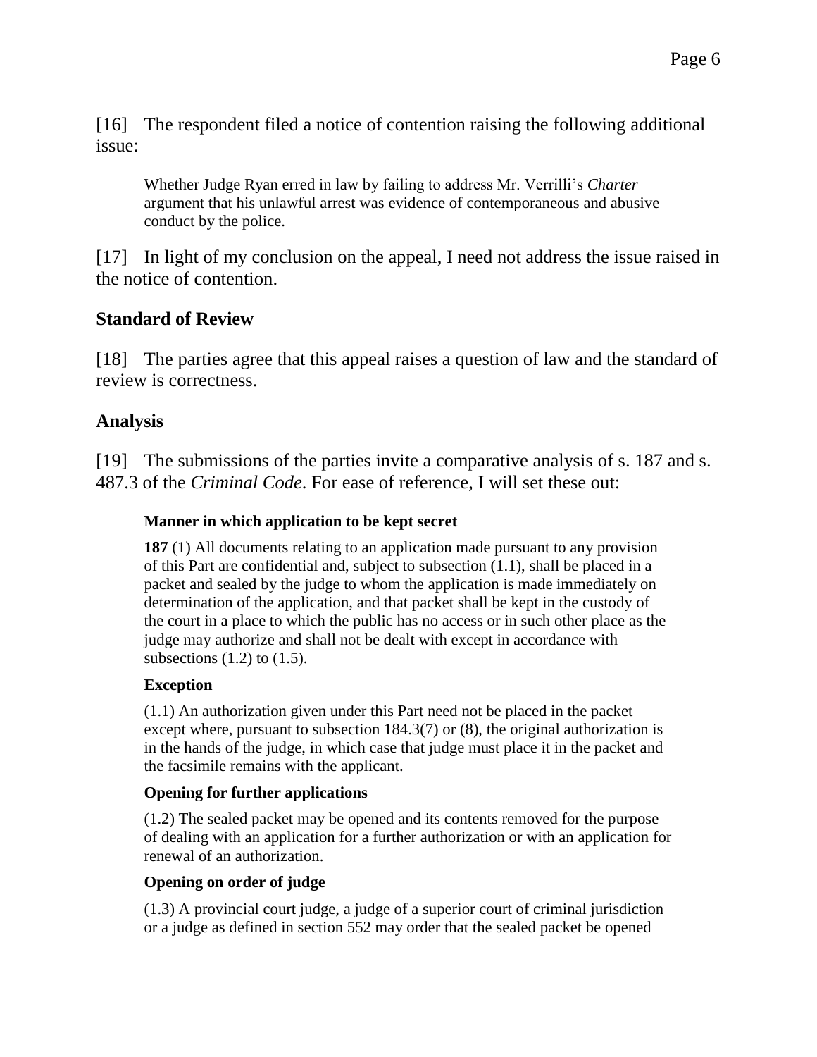[16] The respondent filed a notice of contention raising the following additional issue:

> Whether Judge Ryan erred in law by failing to address Mr. Verrilli's *Charter* argument that his unlawful arrest was evidence of contemporaneous and abusive conduct by the police.

[17] In light of my conclusion on the appeal, I need not address the issue raised in the notice of contention.

## Standard of Review

[18] The parties agree that this appeal raises a question of law and the standard of review is correctness.

## Analysis

[19] The submissions of the parties invite a comparative analysis of s. 187 and s. 487.3 of the *Criminal Code*. For ease of reference, I will set these out:

> **Manner in which application to be kept secret**
>
> **187** (1) All documents relating to an application made pursuant to any provision of this Part are confidential and, subject to subsection (1.1), shall be placed in a packet and sealed by the judge to whom the application is made immediately on determination of the application, and that packet shall be kept in the custody of the court in a place to which the public has no access or in such other place as the judge may authorize and shall not be dealt with except in accordance with subsections (1.2) to (1.5).
>
> **Exception**
>
> (1.1) An authorization given under this Part need not be placed in the packet except where, pursuant to subsection 184.3(7) or (8), the original authorization is in the hands of the judge, in which case that judge must place it in the packet and the facsimile remains with the applicant.
>
> **Opening for further applications**
>
> (1.2) The sealed packet may be opened and its contents removed for the purpose of dealing with an application for a further authorization or with an application for renewal of an authorization.
>
> **Opening on order of judge**
>
> (1.3) A provincial court judge, a judge of a superior court of criminal jurisdiction or a judge as defined in section 552 may order that the sealed packet be opened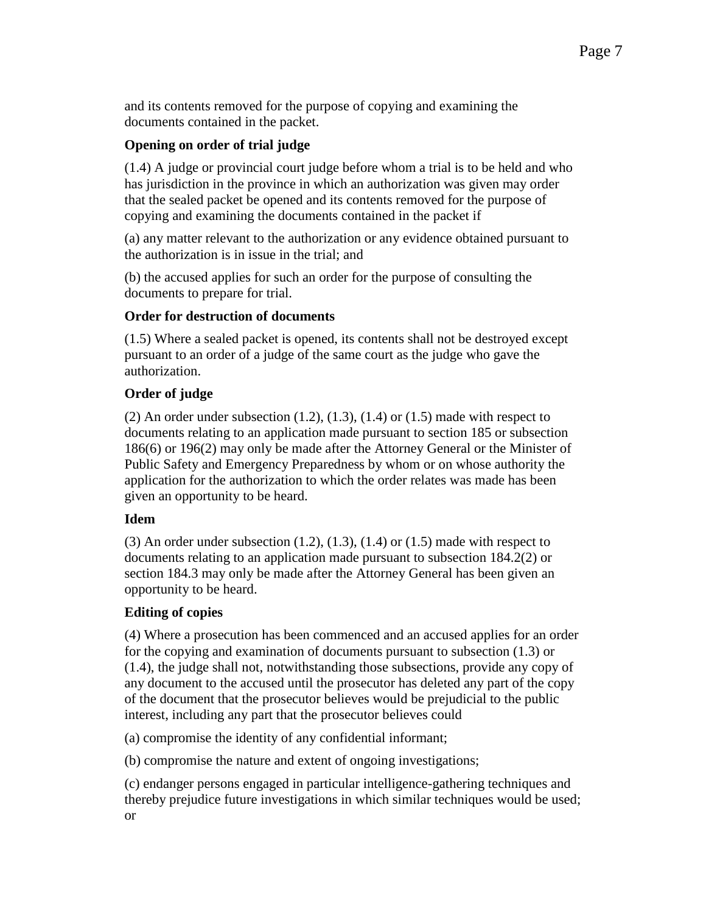and its contents removed for the purpose of copying and examining the documents contained in the packet.

**Opening on order of trial judge**

(1.4) A judge or provincial court judge before whom a trial is to be held and who has jurisdiction in the province in which an authorization was given may order that the sealed packet be opened and its contents removed for the purpose of copying and examining the documents contained in the packet if

(a) any matter relevant to the authorization or any evidence obtained pursuant to the authorization is in issue in the trial; and

(b) the accused applies for such an order for the purpose of consulting the documents to prepare for trial.

**Order for destruction of documents**

(1.5) Where a sealed packet is opened, its contents shall not be destroyed except pursuant to an order of a judge of the same court as the judge who gave the authorization.

**Order of judge**

(2) An order under subsection (1.2), (1.3), (1.4) or (1.5) made with respect to documents relating to an application made pursuant to section 185 or subsection 186(6) or 196(2) may only be made after the Attorney General or the Minister of Public Safety and Emergency Preparedness by whom or on whose authority the application for the authorization to which the order relates was made has been given an opportunity to be heard.

**Idem**

(3) An order under subsection (1.2), (1.3), (1.4) or (1.5) made with respect to documents relating to an application made pursuant to subsection 184.2(2) or section 184.3 may only be made after the Attorney General has been given an opportunity to be heard.

**Editing of copies**

(4) Where a prosecution has been commenced and an accused applies for an order for the copying and examination of documents pursuant to subsection (1.3) or (1.4), the judge shall not, notwithstanding those subsections, provide any copy of any document to the accused until the prosecutor has deleted any part of the copy of the document that the prosecutor believes would be prejudicial to the public interest, including any part that the prosecutor believes could

(a) compromise the identity of any confidential informant;

(b) compromise the nature and extent of ongoing investigations;

(c) endanger persons engaged in particular intelligence-gathering techniques and thereby prejudice future investigations in which similar techniques would be used; or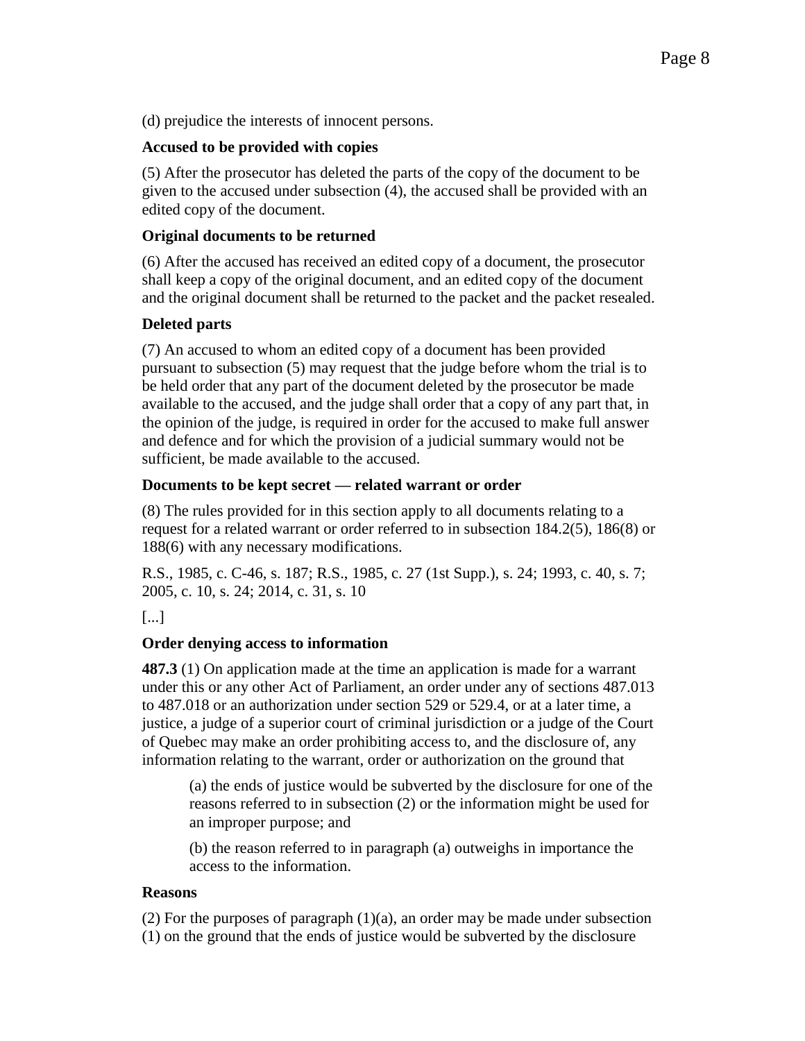(d) prejudice the interests of innocent persons.

**Accused to be provided with copies**

(5) After the prosecutor has deleted the parts of the copy of the document to be given to the accused under subsection (4), the accused shall be provided with an edited copy of the document.

**Original documents to be returned**

(6) After the accused has received an edited copy of a document, the prosecutor shall keep a copy of the original document, and an edited copy of the document and the original document shall be returned to the packet and the packet resealed.

**Deleted parts**

(7) An accused to whom an edited copy of a document has been provided pursuant to subsection (5) may request that the judge before whom the trial is to be held order that any part of the document deleted by the prosecutor be made available to the accused, and the judge shall order that a copy of any part that, in the opinion of the judge, is required in order for the accused to make full answer and defence and for which the provision of a judicial summary would not be sufficient, be made available to the accused.

**Documents to be kept secret — related warrant or order**

(8) The rules provided for in this section apply to all documents relating to a request for a related warrant or order referred to in subsection 184.2(5), 186(8) or 188(6) with any necessary modifications.

R.S., 1985, c. C-46, s. 187; R.S., 1985, c. 27 (1st Supp.), s. 24; 1993, c. 40, s. 7; 2005, c. 10, s. 24; 2014, c. 31, s. 10

[...]

**Order denying access to information**

**487.3** (1) On application made at the time an application is made for a warrant under this or any other Act of Parliament, an order under any of sections 487.013 to 487.018 or an authorization under section 529 or 529.4, or at a later time, a justice, a judge of a superior court of criminal jurisdiction or a judge of the Court of Quebec may make an order prohibiting access to, and the disclosure of, any information relating to the warrant, order or authorization on the ground that

> (a) the ends of justice would be subverted by the disclosure for one of the reasons referred to in subsection (2) or the information might be used for an improper purpose; and
>
> (b) the reason referred to in paragraph (a) outweighs in importance the access to the information.

**Reasons**

(2) For the purposes of paragraph (1)(a), an order may be made under subsection (1) on the ground that the ends of justice would be subverted by the disclosure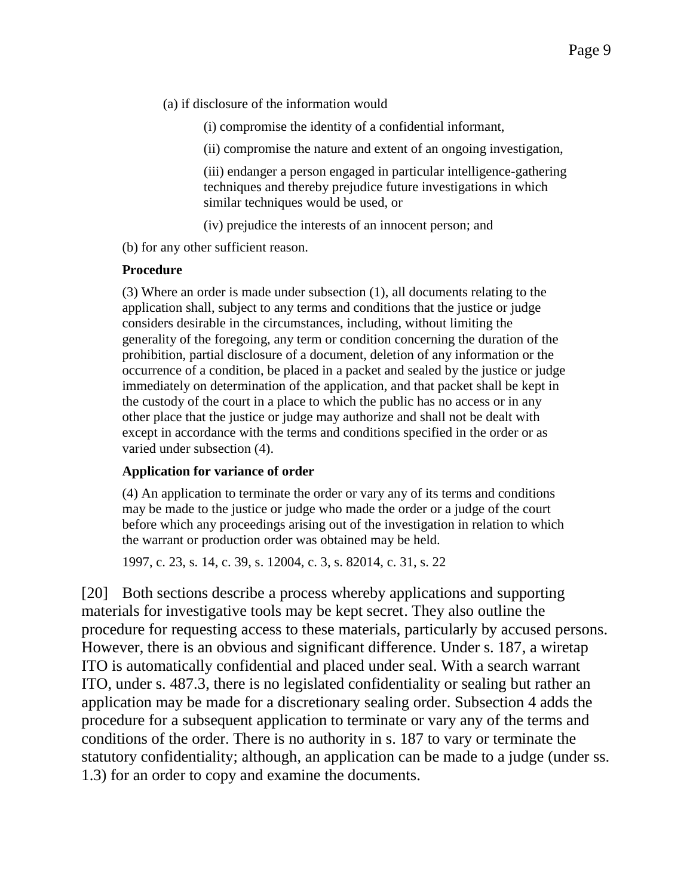(a) if disclosure of the information would

(i) compromise the identity of a confidential informant,

(ii) compromise the nature and extent of an ongoing investigation,

(iii) endanger a person engaged in particular intelligence-gathering techniques and thereby prejudice future investigations in which similar techniques would be used, or

(iv) prejudice the interests of an innocent person; and

(b) for any other sufficient reason.

**Procedure**

(3) Where an order is made under subsection (1), all documents relating to the application shall, subject to any terms and conditions that the justice or judge considers desirable in the circumstances, including, without limiting the generality of the foregoing, any term or condition concerning the duration of the prohibition, partial disclosure of a document, deletion of any information or the occurrence of a condition, be placed in a packet and sealed by the justice or judge immediately on determination of the application, and that packet shall be kept in the custody of the court in a place to which the public has no access or in any other place that the justice or judge may authorize and shall not be dealt with except in accordance with the terms and conditions specified in the order or as varied under subsection (4).

**Application for variance of order**

(4) An application to terminate the order or vary any of its terms and conditions may be made to the justice or judge who made the order or a judge of the court before which any proceedings arising out of the investigation in relation to which the warrant or production order was obtained may be held.

1997, c. 23, s. 14, c. 39, s. 12004, c. 3, s. 82014, c. 31, s. 22

[20] Both sections describe a process whereby applications and supporting materials for investigative tools may be kept secret. They also outline the procedure for requesting access to these materials, particularly by accused persons. However, there is an obvious and significant difference. Under s. 187, a wiretap ITO is automatically confidential and placed under seal. With a search warrant ITO, under s. 487.3, there is no legislated confidentiality or sealing but rather an application may be made for a discretionary sealing order. Subsection 4 adds the procedure for a subsequent application to terminate or vary any of the terms and conditions of the order. There is no authority in s. 187 to vary or terminate the statutory confidentiality; although, an application can be made to a judge (under ss. 1.3) for an order to copy and examine the documents.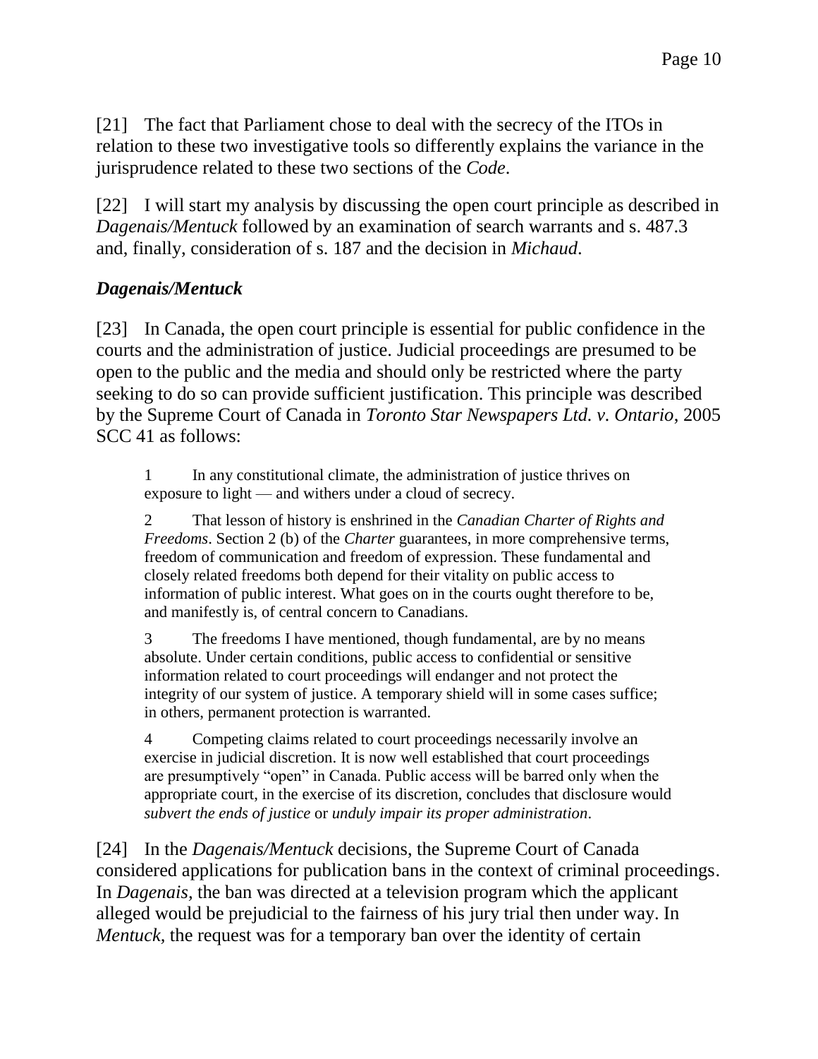[21] The fact that Parliament chose to deal with the secrecy of the ITOs in relation to these two investigative tools so differently explains the variance in the jurisprudence related to these two sections of the *Code*.

[22] I will start my analysis by discussing the open court principle as described in *Dagenais/Mentuck* followed by an examination of search warrants and s. 487.3 and, finally, consideration of s. 187 and the decision in *Michaud*.

### *Dagenais/Mentuck*

[23] In Canada, the open court principle is essential for public confidence in the courts and the administration of justice. Judicial proceedings are presumed to be open to the public and the media and should only be restricted where the party seeking to do so can provide sufficient justification. This principle was described by the Supreme Court of Canada in *Toronto Star Newspapers Ltd. v. Ontario*, 2005 SCC 41 as follows:

> 1 In any constitutional climate, the administration of justice thrives on exposure to light — and withers under a cloud of secrecy.
>
> 2 That lesson of history is enshrined in the *Canadian Charter of Rights and Freedoms*. Section 2 (b) of the *Charter* guarantees, in more comprehensive terms, freedom of communication and freedom of expression. These fundamental and closely related freedoms both depend for their vitality on public access to information of public interest. What goes on in the courts ought therefore to be, and manifestly is, of central concern to Canadians.
>
> 3 The freedoms I have mentioned, though fundamental, are by no means absolute. Under certain conditions, public access to confidential or sensitive information related to court proceedings will endanger and not protect the integrity of our system of justice. A temporary shield will in some cases suffice; in others, permanent protection is warranted.
>
> 4 Competing claims related to court proceedings necessarily involve an exercise in judicial discretion. It is now well established that court proceedings are presumptively "open" in Canada. Public access will be barred only when the appropriate court, in the exercise of its discretion, concludes that disclosure would *subvert the ends of justice* or *unduly impair its proper administration*.

[24] In the *Dagenais/Mentuck* decisions, the Supreme Court of Canada considered applications for publication bans in the context of criminal proceedings. In *Dagenais*, the ban was directed at a television program which the applicant alleged would be prejudicial to the fairness of his jury trial then under way. In *Mentuck*, the request was for a temporary ban over the identity of certain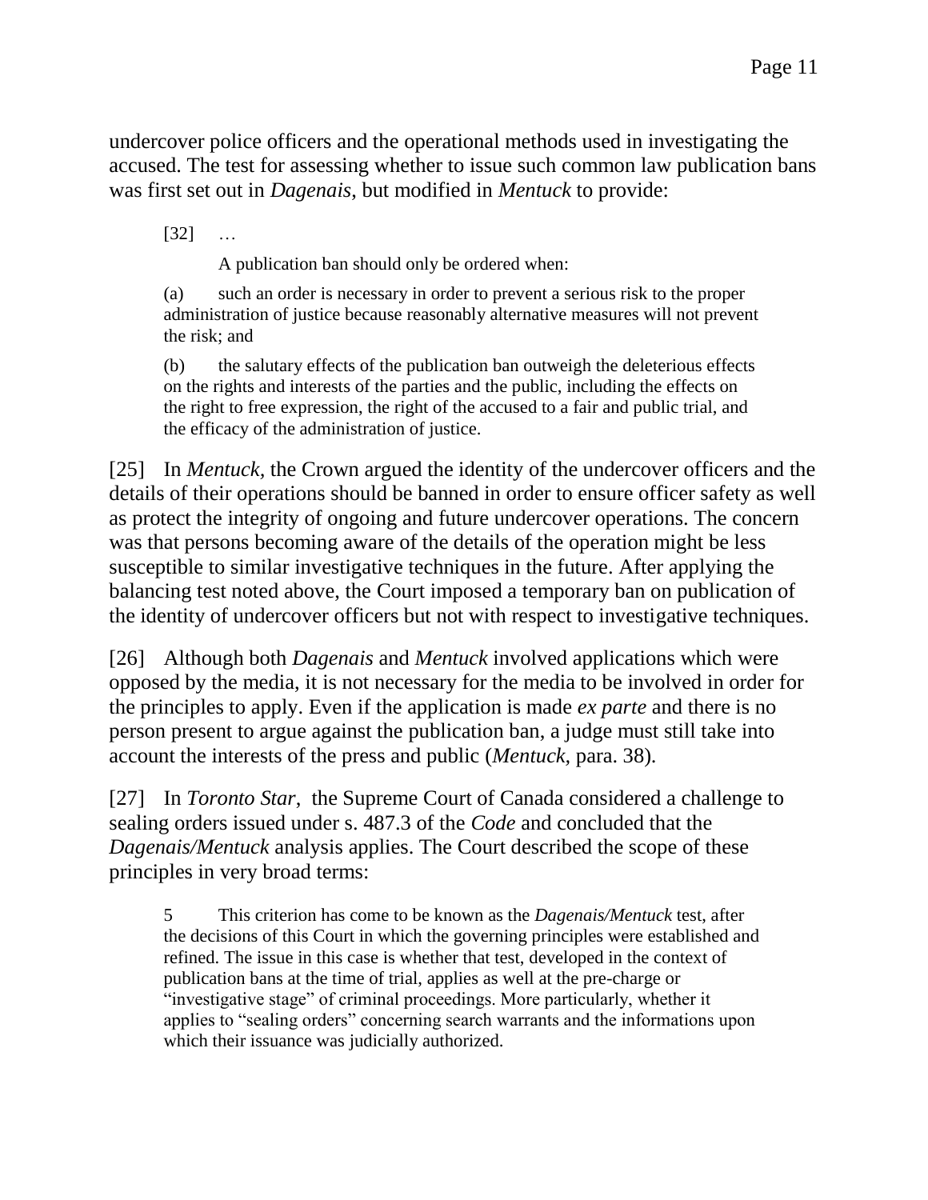undercover police officers and the operational methods used in investigating the accused. The test for assessing whether to issue such common law publication bans was first set out in *Dagenais*, but modified in *Mentuck* to provide:

> [32] …
>
> A publication ban should only be ordered when:
>
> (a) such an order is necessary in order to prevent a serious risk to the proper administration of justice because reasonably alternative measures will not prevent the risk; and
>
> (b) the salutary effects of the publication ban outweigh the deleterious effects on the rights and interests of the parties and the public, including the effects on the right to free expression, the right of the accused to a fair and public trial, and the efficacy of the administration of justice.

[25] In *Mentuck,* the Crown argued the identity of the undercover officers and the details of their operations should be banned in order to ensure officer safety as well as protect the integrity of ongoing and future undercover operations. The concern was that persons becoming aware of the details of the operation might be less susceptible to similar investigative techniques in the future. After applying the balancing test noted above, the Court imposed a temporary ban on publication of the identity of undercover officers but not with respect to investigative techniques.

[26] Although both *Dagenais* and *Mentuck* involved applications which were opposed by the media, it is not necessary for the media to be involved in order for the principles to apply. Even if the application is made *ex parte* and there is no person present to argue against the publication ban, a judge must still take into account the interests of the press and public (*Mentuck,* para. 38).

[27] In *Toronto Star*, the Supreme Court of Canada considered a challenge to sealing orders issued under s. 487.3 of the *Code* and concluded that the *Dagenais/Mentuck* analysis applies. The Court described the scope of these principles in very broad terms:

> 5 This criterion has come to be known as the *Dagenais/Mentuck* test, after the decisions of this Court in which the governing principles were established and refined. The issue in this case is whether that test, developed in the context of publication bans at the time of trial, applies as well at the pre-charge or "investigative stage" of criminal proceedings. More particularly, whether it applies to "sealing orders" concerning search warrants and the informations upon which their issuance was judicially authorized.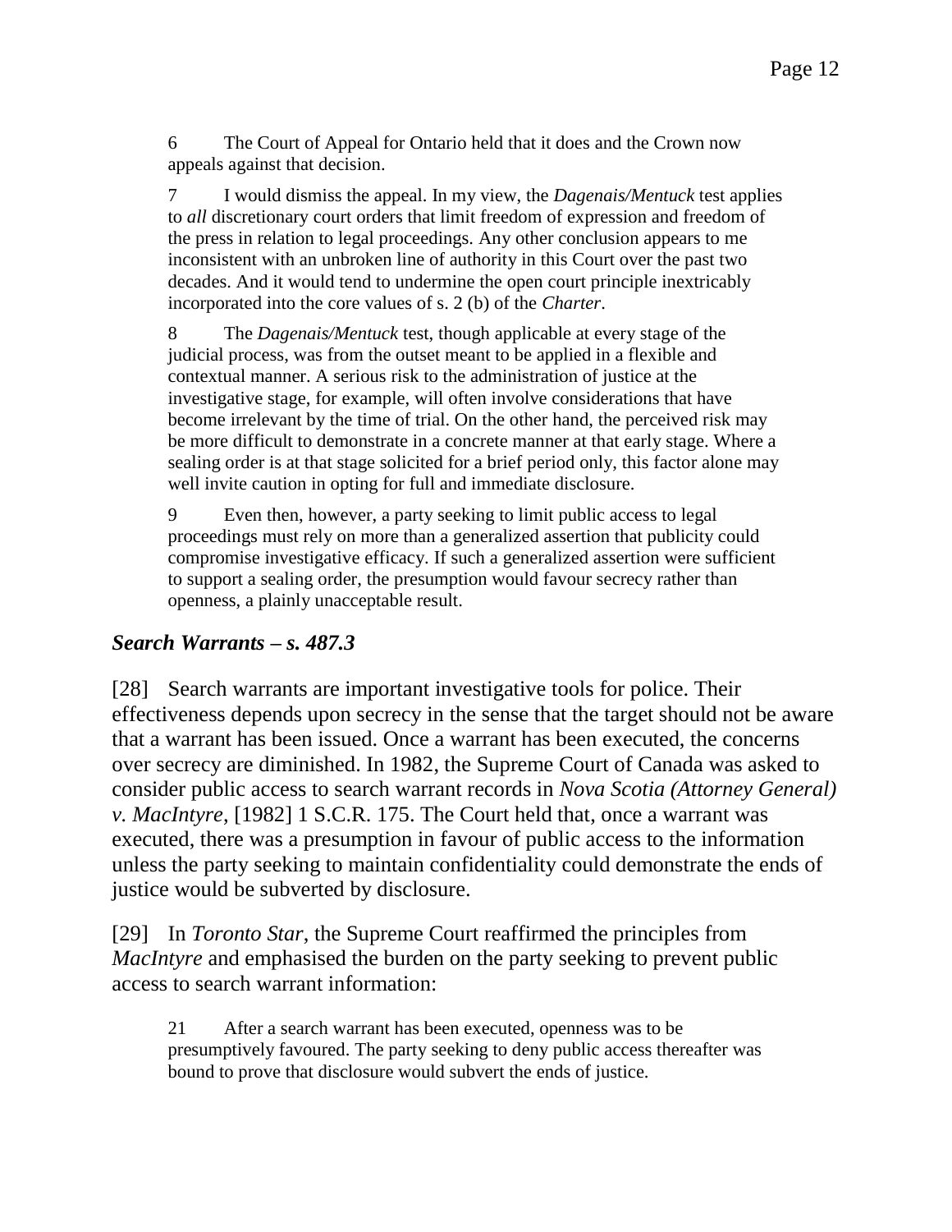> 6 The Court of Appeal for Ontario held that it does and the Crown now appeals against that decision.
>
> 7 I would dismiss the appeal. In my view, the *Dagenais/Mentuck* test applies to *all* discretionary court orders that limit freedom of expression and freedom of the press in relation to legal proceedings. Any other conclusion appears to me inconsistent with an unbroken line of authority in this Court over the past two decades. And it would tend to undermine the open court principle inextricably incorporated into the core values of s. 2 (b) of the *Charter*.
>
> 8 The *Dagenais/Mentuck* test, though applicable at every stage of the judicial process, was from the outset meant to be applied in a flexible and contextual manner. A serious risk to the administration of justice at the investigative stage, for example, will often involve considerations that have become irrelevant by the time of trial. On the other hand, the perceived risk may be more difficult to demonstrate in a concrete manner at that early stage. Where a sealing order is at that stage solicited for a brief period only, this factor alone may well invite caution in opting for full and immediate disclosure.
>
> 9 Even then, however, a party seeking to limit public access to legal proceedings must rely on more than a generalized assertion that publicity could compromise investigative efficacy. If such a generalized assertion were sufficient to support a sealing order, the presumption would favour secrecy rather than openness, a plainly unacceptable result.

### *Search Warrants – s. 487.3*

[28] Search warrants are important investigative tools for police. Their effectiveness depends upon secrecy in the sense that the target should not be aware that a warrant has been issued. Once a warrant has been executed, the concerns over secrecy are diminished. In 1982, the Supreme Court of Canada was asked to consider public access to search warrant records in *Nova Scotia (Attorney General) v. MacIntyre*, [1982] 1 S.C.R. 175. The Court held that, once a warrant was executed, there was a presumption in favour of public access to the information unless the party seeking to maintain confidentiality could demonstrate the ends of justice would be subverted by disclosure.

[29] In *Toronto Star*, the Supreme Court reaffirmed the principles from *MacIntyre* and emphasised the burden on the party seeking to prevent public access to search warrant information:

> 21 After a search warrant has been executed, openness was to be presumptively favoured. The party seeking to deny public access thereafter was bound to prove that disclosure would subvert the ends of justice.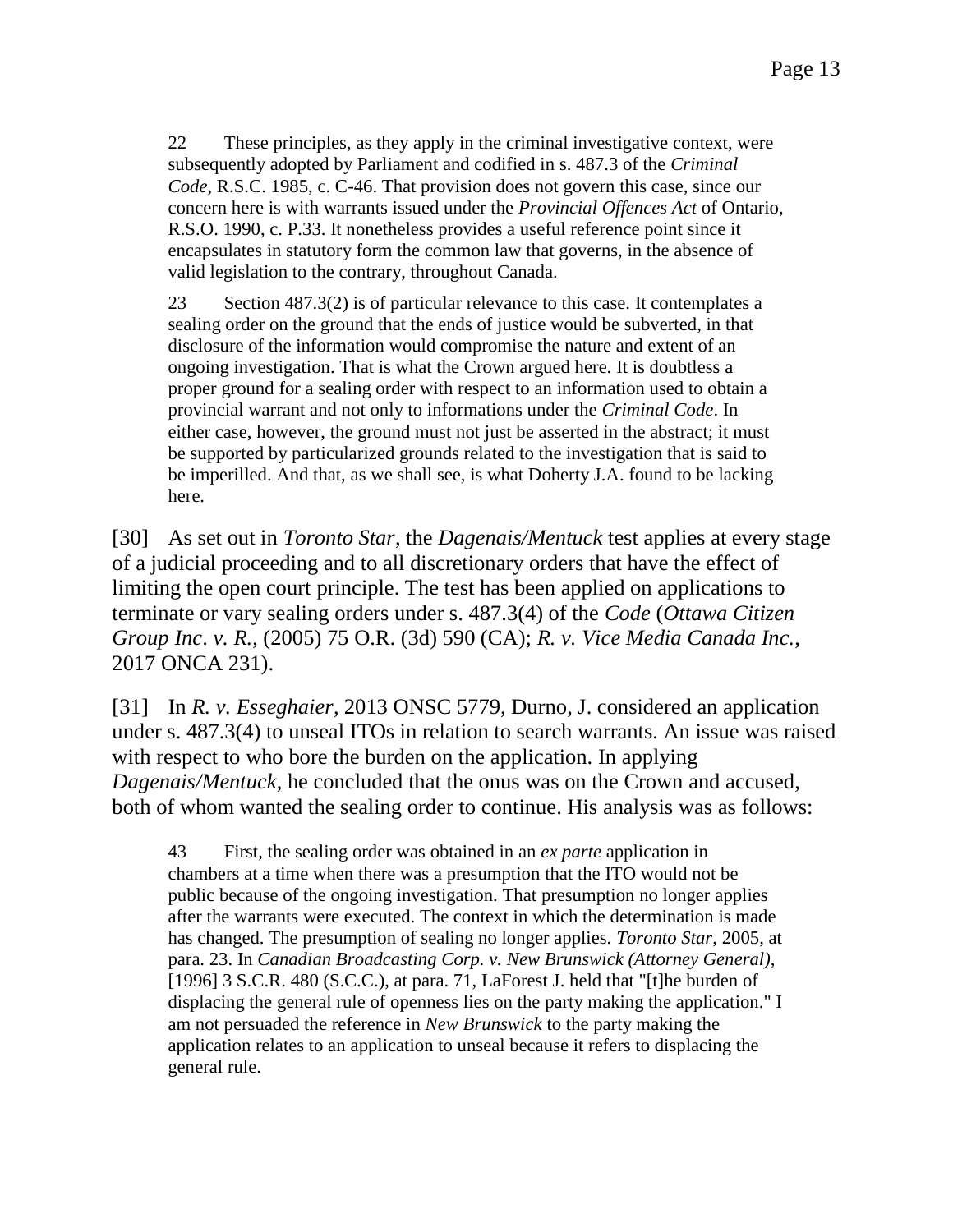> 22 These principles, as they apply in the criminal investigative context, were subsequently adopted by Parliament and codified in s. 487.3 of the *Criminal Code*, R.S.C. 1985, c. C-46. That provision does not govern this case, since our concern here is with warrants issued under the *Provincial Offences Act* of Ontario, R.S.O. 1990, c. P.33. It nonetheless provides a useful reference point since it encapsulates in statutory form the common law that governs, in the absence of valid legislation to the contrary, throughout Canada.
>
> 23 Section 487.3(2) is of particular relevance to this case. It contemplates a sealing order on the ground that the ends of justice would be subverted, in that disclosure of the information would compromise the nature and extent of an ongoing investigation. That is what the Crown argued here. It is doubtless a proper ground for a sealing order with respect to an information used to obtain a provincial warrant and not only to informations under the *Criminal Code*. In either case, however, the ground must not just be asserted in the abstract; it must be supported by particularized grounds related to the investigation that is said to be imperilled. And that, as we shall see, is what Doherty J.A. found to be lacking here.

[30] As set out in *Toronto Star*, the *Dagenais/Mentuck* test applies at every stage of a judicial proceeding and to all discretionary orders that have the effect of limiting the open court principle. The test has been applied on applications to terminate or vary sealing orders under s. 487.3(4) of the *Code* (*Ottawa Citizen Group Inc. v. R.*, (2005) 75 O.R. (3d) 590 (CA); *R. v. Vice Media Canada Inc.*, 2017 ONCA 231).

[31] In *R. v. Esseghaier*, 2013 ONSC 5779, Durno, J. considered an application under s. 487.3(4) to unseal ITOs in relation to search warrants. An issue was raised with respect to who bore the burden on the application. In applying *Dagenais/Mentuck*, he concluded that the onus was on the Crown and accused, both of whom wanted the sealing order to continue. His analysis was as follows:

> 43 First, the sealing order was obtained in an *ex parte* application in chambers at a time when there was a presumption that the ITO would not be public because of the ongoing investigation. That presumption no longer applies after the warrants were executed. The context in which the determination is made has changed. The presumption of sealing no longer applies. *Toronto Star*, 2005, at para. 23. In *Canadian Broadcasting Corp. v. New Brunswick (Attorney General)*, [1996] 3 S.C.R. 480 (S.C.C.), at para. 71, LaForest J. held that "[t]he burden of displacing the general rule of openness lies on the party making the application." I am not persuaded the reference in *New Brunswick* to the party making the application relates to an application to unseal because it refers to displacing the general rule.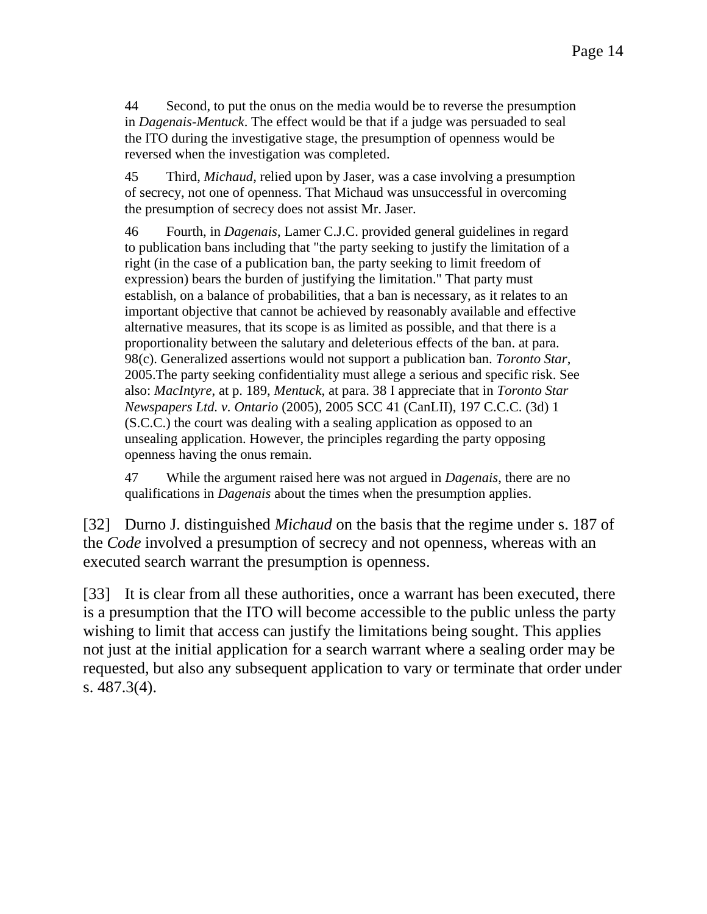> 44 Second, to put the onus on the media would be to reverse the presumption in *Dagenais-Mentuck*. The effect would be that if a judge was persuaded to seal the ITO during the investigative stage, the presumption of openness would be reversed when the investigation was completed.
>
> 45 Third, *Michaud*, relied upon by Jaser, was a case involving a presumption of secrecy, not one of openness. That Michaud was unsuccessful in overcoming the presumption of secrecy does not assist Mr. Jaser.
>
> 46 Fourth, in *Dagenais*, Lamer C.J.C. provided general guidelines in regard to publication bans including that "the party seeking to justify the limitation of a right (in the case of a publication ban, the party seeking to limit freedom of expression) bears the burden of justifying the limitation." That party must establish, on a balance of probabilities, that a ban is necessary, as it relates to an important objective that cannot be achieved by reasonably available and effective alternative measures, that its scope is as limited as possible, and that there is a proportionality between the salutary and deleterious effects of the ban. at para. 98(c). Generalized assertions would not support a publication ban. *Toronto Star*, 2005.The party seeking confidentiality must allege a serious and specific risk. See also: *MacIntyre*, at p. 189, *Mentuck*, at para. 38 I appreciate that in *Toronto Star Newspapers Ltd. v. Ontario* (2005), 2005 SCC 41 (CanLII), 197 C.C.C. (3d) 1 (S.C.C.) the court was dealing with a sealing application as opposed to an unsealing application. However, the principles regarding the party opposing openness having the onus remain.
>
> 47 While the argument raised here was not argued in *Dagenais*, there are no qualifications in *Dagenais* about the times when the presumption applies.

[32] Durno J. distinguished *Michaud* on the basis that the regime under s. 187 of the *Code* involved a presumption of secrecy and not openness, whereas with an executed search warrant the presumption is openness.

[33] It is clear from all these authorities, once a warrant has been executed, there is a presumption that the ITO will become accessible to the public unless the party wishing to limit that access can justify the limitations being sought. This applies not just at the initial application for a search warrant where a sealing order may be requested, but also any subsequent application to vary or terminate that order under s. 487.3(4).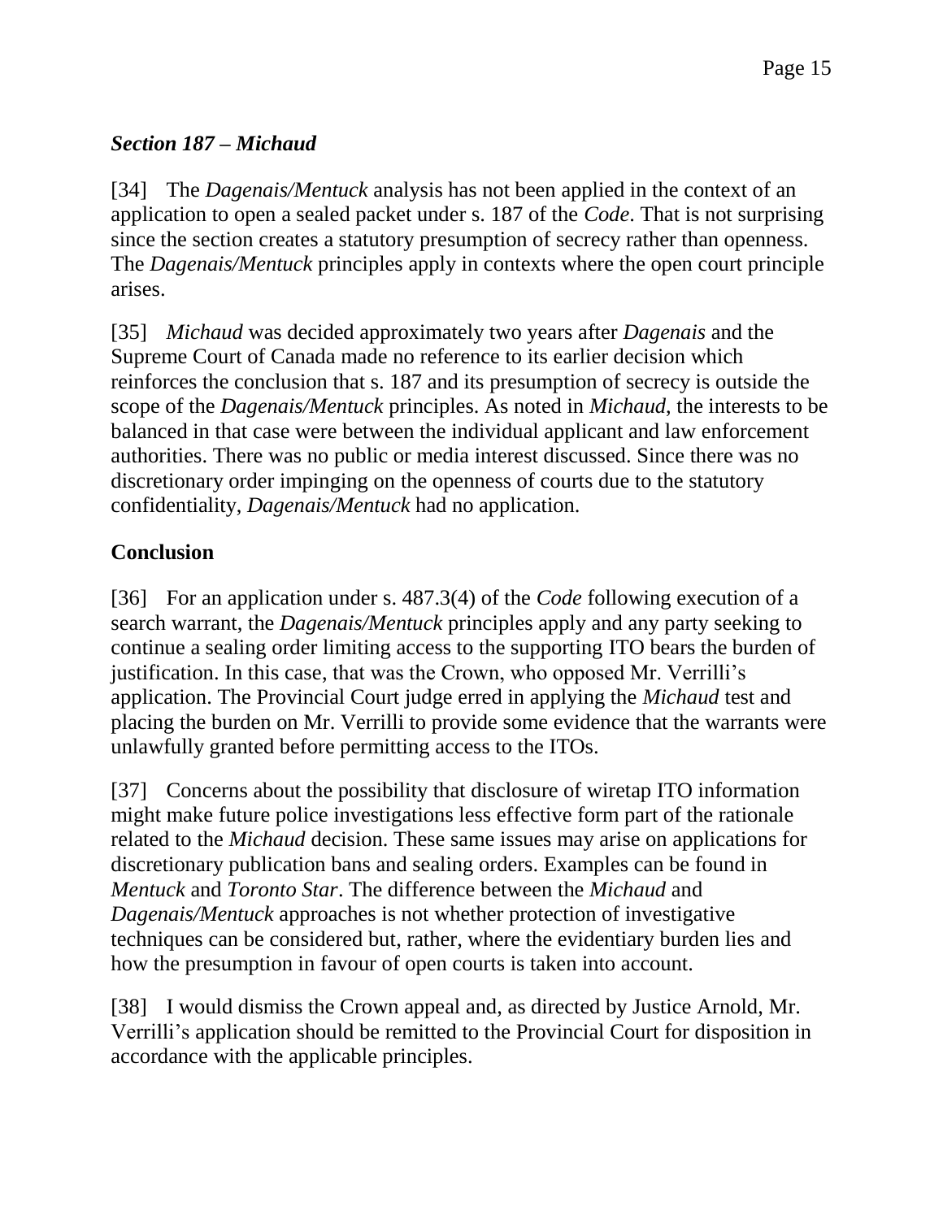### *Section 187 – Michaud*

[34] The *Dagenais/Mentuck* analysis has not been applied in the context of an application to open a sealed packet under s. 187 of the *Code*. That is not surprising since the section creates a statutory presumption of secrecy rather than openness. The *Dagenais/Mentuck* principles apply in contexts where the open court principle arises.

[35] *Michaud* was decided approximately two years after *Dagenais* and the Supreme Court of Canada made no reference to its earlier decision which reinforces the conclusion that s. 187 and its presumption of secrecy is outside the scope of the *Dagenais/Mentuck* principles. As noted in *Michaud*, the interests to be balanced in that case were between the individual applicant and law enforcement authorities. There was no public or media interest discussed. Since there was no discretionary order impinging on the openness of courts due to the statutory confidentiality, *Dagenais/Mentuck* had no application.

## Conclusion

[36] For an application under s. 487.3(4) of the *Code* following execution of a search warrant, the *Dagenais/Mentuck* principles apply and any party seeking to continue a sealing order limiting access to the supporting ITO bears the burden of justification. In this case, that was the Crown, who opposed Mr. Verrilli's application. The Provincial Court judge erred in applying the *Michaud* test and placing the burden on Mr. Verrilli to provide some evidence that the warrants were unlawfully granted before permitting access to the ITOs.

[37] Concerns about the possibility that disclosure of wiretap ITO information might make future police investigations less effective form part of the rationale related to the *Michaud* decision. These same issues may arise on applications for discretionary publication bans and sealing orders. Examples can be found in *Mentuck* and *Toronto Star*. The difference between the *Michaud* and *Dagenais/Mentuck* approaches is not whether protection of investigative techniques can be considered but, rather, where the evidentiary burden lies and how the presumption in favour of open courts is taken into account.

[38] I would dismiss the Crown appeal and, as directed by Justice Arnold, Mr. Verrilli's application should be remitted to the Provincial Court for disposition in accordance with the applicable principles.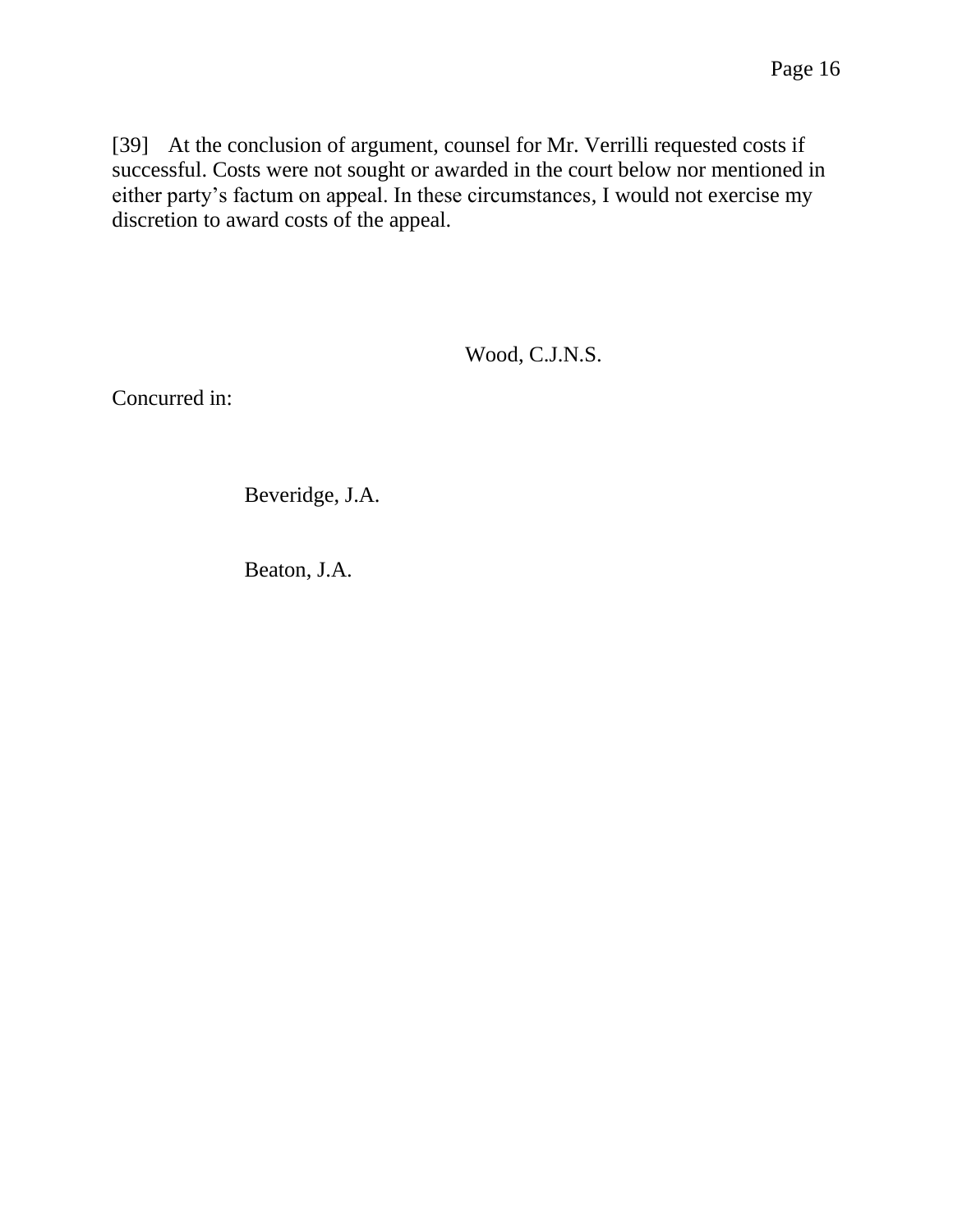[39] At the conclusion of argument, counsel for Mr. Verrilli requested costs if successful. Costs were not sought or awarded in the court below nor mentioned in either party's factum on appeal. In these circumstances, I would not exercise my discretion to award costs of the appeal.

Wood, C.J.N.S.

Concurred in:

Beveridge, J.A.

Beaton, J.A.